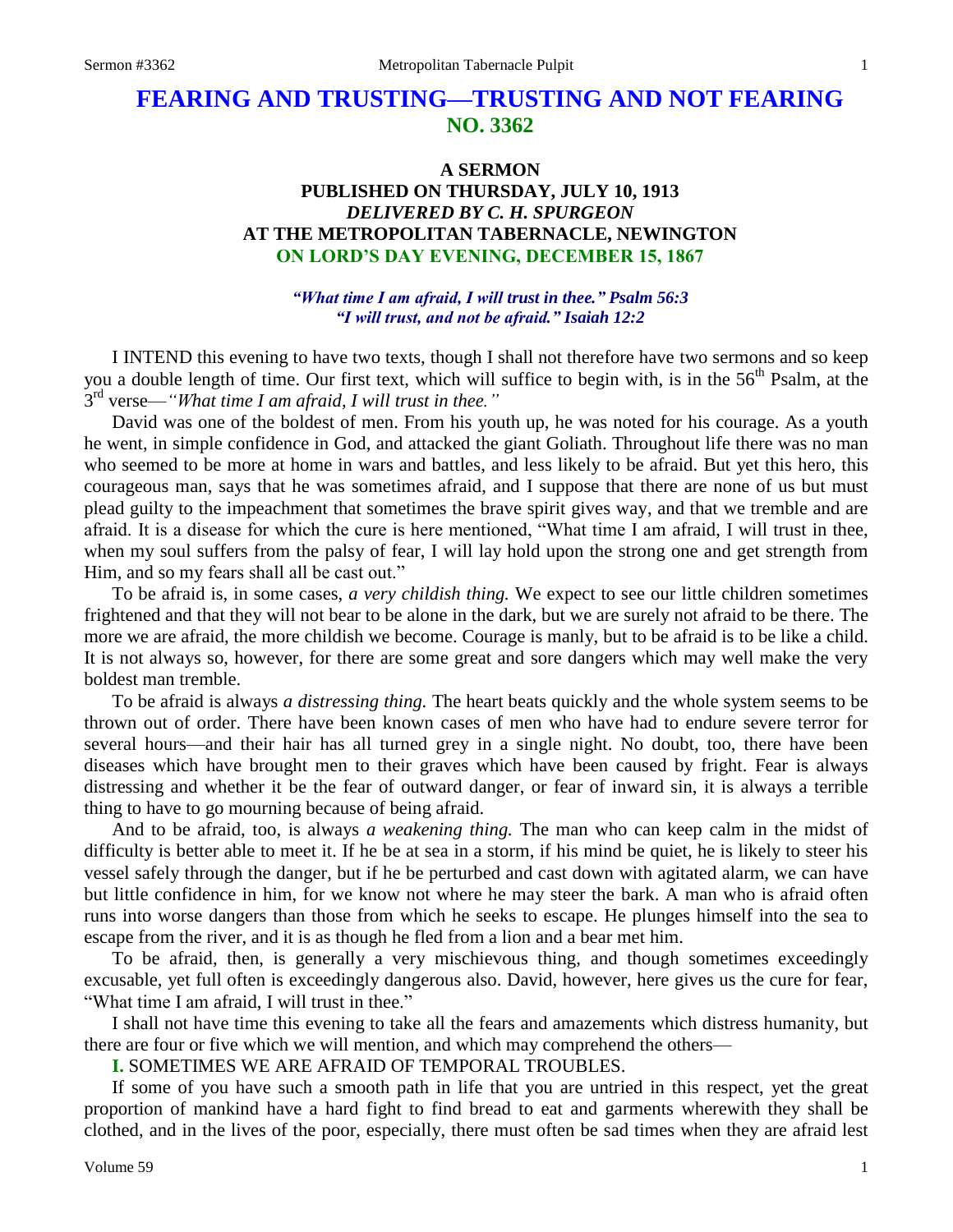# FEARING AND TRUSTING—TRUSTING AND NOT FEARING
## NO. 3362

### A SERMON
### PUBLISHED ON THURSDAY, JULY 10, 1913
### *DELIVERED BY C. H. SPURGEON*
### AT THE METROPOLITAN TABERNACLE, NEWINGTON
### ON LORD'S DAY EVENING, DECEMBER 15, 1867

*"What time I am afraid, I will trust in thee." Psalm 56:3*
*"I will trust, and not be afraid." Isaiah 12:2*

I INTEND this evening to have two texts, though I shall not therefore have two sermons and so keep you a double length of time. Our first text, which will suffice to begin with, is in the 56th Psalm, at the 3rd verse—*"What time I am afraid, I will trust in thee."*

David was one of the boldest of men. From his youth up, he was noted for his courage. As a youth he went, in simple confidence in God, and attacked the giant Goliath. Throughout life there was no man who seemed to be more at home in wars and battles, and less likely to be afraid. But yet this hero, this courageous man, says that he was sometimes afraid, and I suppose that there are none of us but must plead guilty to the impeachment that sometimes the brave spirit gives way, and that we tremble and are afraid. It is a disease for which the cure is here mentioned, "What time I am afraid, I will trust in thee, when my soul suffers from the palsy of fear, I will lay hold upon the strong one and get strength from Him, and so my fears shall all be cast out."

To be afraid is, in some cases, *a very childish thing.* We expect to see our little children sometimes frightened and that they will not bear to be alone in the dark, but we are surely not afraid to be there. The more we are afraid, the more childish we become. Courage is manly, but to be afraid is to be like a child. It is not always so, however, for there are some great and sore dangers which may well make the very boldest man tremble.

To be afraid is always *a distressing thing.* The heart beats quickly and the whole system seems to be thrown out of order. There have been known cases of men who have had to endure severe terror for several hours—and their hair has all turned grey in a single night. No doubt, too, there have been diseases which have brought men to their graves which have been caused by fright. Fear is always distressing and whether it be the fear of outward danger, or fear of inward sin, it is always a terrible thing to have to go mourning because of being afraid.

And to be afraid, too, is always *a weakening thing.* The man who can keep calm in the midst of difficulty is better able to meet it. If he be at sea in a storm, if his mind be quiet, he is likely to steer his vessel safely through the danger, but if he be perturbed and cast down with agitated alarm, we can have but little confidence in him, for we know not where he may steer the bark. A man who is afraid often runs into worse dangers than those from which he seeks to escape. He plunges himself into the sea to escape from the river, and it is as though he fled from a lion and a bear met him.

To be afraid, then, is generally a very mischievous thing, and though sometimes exceedingly excusable, yet full often is exceedingly dangerous also. David, however, here gives us the cure for fear, "What time I am afraid, I will trust in thee."

I shall not have time this evening to take all the fears and amazements which distress humanity, but there are four or five which we will mention, and which may comprehend the others—

**I.** SOMETIMES WE ARE AFRAID OF TEMPORAL TROUBLES.

If some of you have such a smooth path in life that you are untried in this respect, yet the great proportion of mankind have a hard fight to find bread to eat and garments wherewith they shall be clothed, and in the lives of the poor, especially, there must often be sad times when they are afraid lest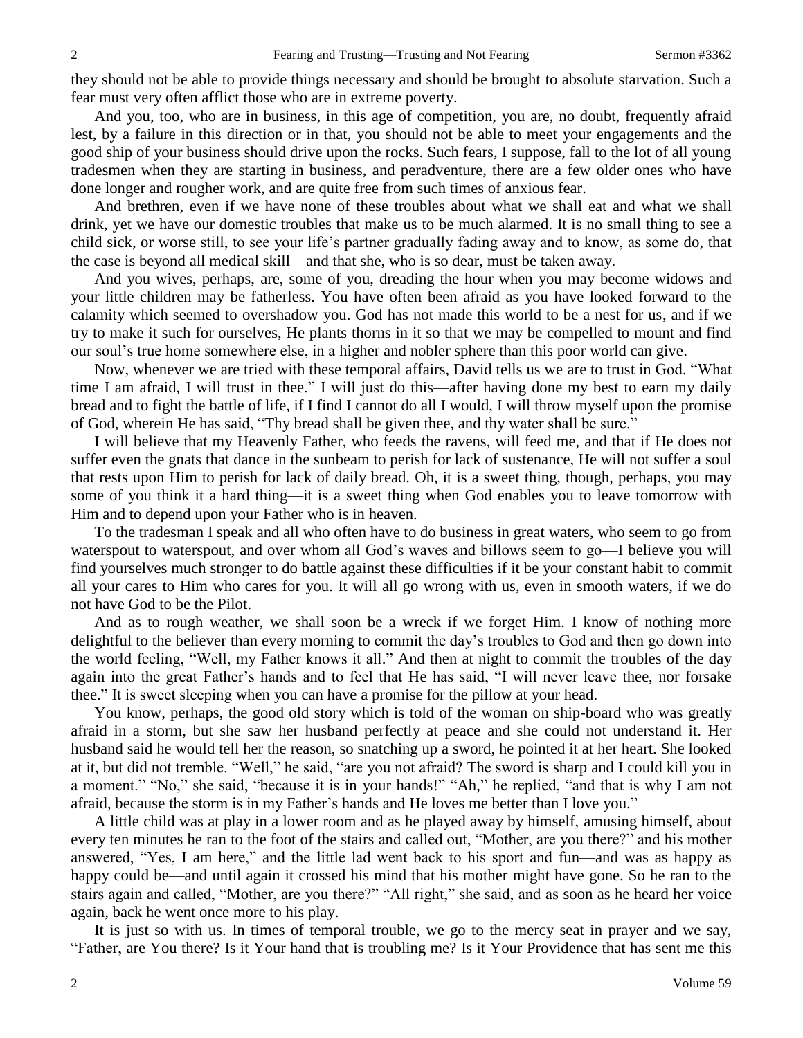they should not be able to provide things necessary and should be brought to absolute starvation. Such a fear must very often afflict those who are in extreme poverty.

And you, too, who are in business, in this age of competition, you are, no doubt, frequently afraid lest, by a failure in this direction or in that, you should not be able to meet your engagements and the good ship of your business should drive upon the rocks. Such fears, I suppose, fall to the lot of all young tradesmen when they are starting in business, and peradventure, there are a few older ones who have done longer and rougher work, and are quite free from such times of anxious fear.

And brethren, even if we have none of these troubles about what we shall eat and what we shall drink, yet we have our domestic troubles that make us to be much alarmed. It is no small thing to see a child sick, or worse still, to see your life's partner gradually fading away and to know, as some do, that the case is beyond all medical skill—and that she, who is so dear, must be taken away.

And you wives, perhaps, are, some of you, dreading the hour when you may become widows and your little children may be fatherless. You have often been afraid as you have looked forward to the calamity which seemed to overshadow you. God has not made this world to be a nest for us, and if we try to make it such for ourselves, He plants thorns in it so that we may be compelled to mount and find our soul's true home somewhere else, in a higher and nobler sphere than this poor world can give.

Now, whenever we are tried with these temporal affairs, David tells us we are to trust in God. "What time I am afraid, I will trust in thee." I will just do this—after having done my best to earn my daily bread and to fight the battle of life, if I find I cannot do all I would, I will throw myself upon the promise of God, wherein He has said, "Thy bread shall be given thee, and thy water shall be sure."

I will believe that my Heavenly Father, who feeds the ravens, will feed me, and that if He does not suffer even the gnats that dance in the sunbeam to perish for lack of sustenance, He will not suffer a soul that rests upon Him to perish for lack of daily bread. Oh, it is a sweet thing, though, perhaps, you may some of you think it a hard thing—it is a sweet thing when God enables you to leave tomorrow with Him and to depend upon your Father who is in heaven.

To the tradesman I speak and all who often have to do business in great waters, who seem to go from waterspout to waterspout, and over whom all God's waves and billows seem to go—I believe you will find yourselves much stronger to do battle against these difficulties if it be your constant habit to commit all your cares to Him who cares for you. It will all go wrong with us, even in smooth waters, if we do not have God to be the Pilot.

And as to rough weather, we shall soon be a wreck if we forget Him. I know of nothing more delightful to the believer than every morning to commit the day's troubles to God and then go down into the world feeling, "Well, my Father knows it all." And then at night to commit the troubles of the day again into the great Father's hands and to feel that He has said, "I will never leave thee, nor forsake thee." It is sweet sleeping when you can have a promise for the pillow at your head.

You know, perhaps, the good old story which is told of the woman on ship-board who was greatly afraid in a storm, but she saw her husband perfectly at peace and she could not understand it. Her husband said he would tell her the reason, so snatching up a sword, he pointed it at her heart. She looked at it, but did not tremble. "Well," he said, "are you not afraid? The sword is sharp and I could kill you in a moment." "No," she said, "because it is in your hands!" "Ah," he replied, "and that is why I am not afraid, because the storm is in my Father's hands and He loves me better than I love you."

A little child was at play in a lower room and as he played away by himself, amusing himself, about every ten minutes he ran to the foot of the stairs and called out, "Mother, are you there?" and his mother answered, "Yes, I am here," and the little lad went back to his sport and fun—and was as happy as happy could be—and until again it crossed his mind that his mother might have gone. So he ran to the stairs again and called, "Mother, are you there?" "All right," she said, and as soon as he heard her voice again, back he went once more to his play.

It is just so with us. In times of temporal trouble, we go to the mercy seat in prayer and we say, "Father, are You there? Is it Your hand that is troubling me? Is it Your Providence that has sent me this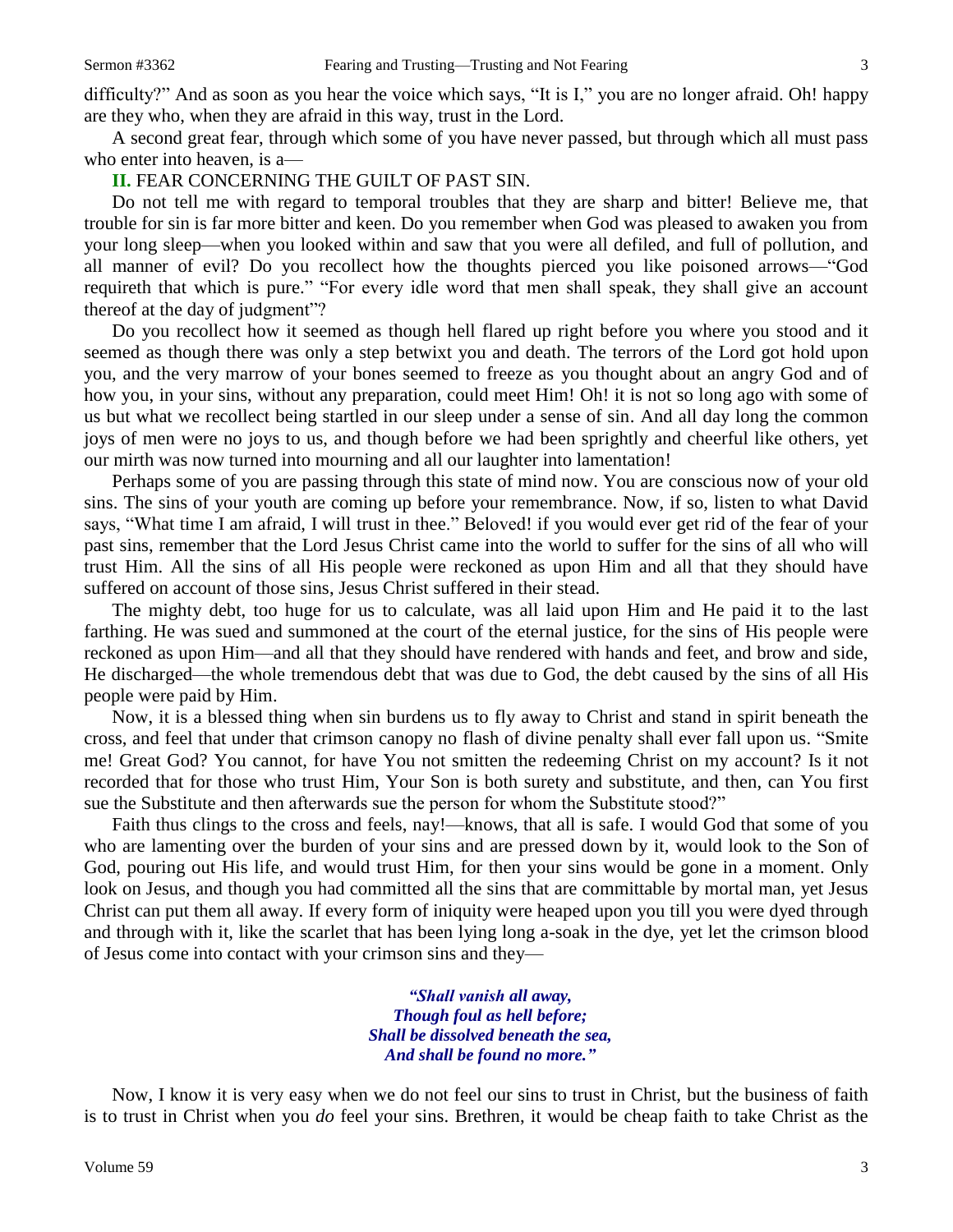difficulty?" And as soon as you hear the voice which says, "It is I," you are no longer afraid. Oh! happy are they who, when they are afraid in this way, trust in the Lord.

A second great fear, through which some of you have never passed, but through which all must pass who enter into heaven, is a—

**II.** FEAR CONCERNING THE GUILT OF PAST SIN.

Do not tell me with regard to temporal troubles that they are sharp and bitter! Believe me, that trouble for sin is far more bitter and keen. Do you remember when God was pleased to awaken you from your long sleep—when you looked within and saw that you were all defiled, and full of pollution, and all manner of evil? Do you recollect how the thoughts pierced you like poisoned arrows—"God requireth that which is pure." "For every idle word that men shall speak, they shall give an account thereof at the day of judgment"?

Do you recollect how it seemed as though hell flared up right before you where you stood and it seemed as though there was only a step betwixt you and death. The terrors of the Lord got hold upon you, and the very marrow of your bones seemed to freeze as you thought about an angry God and of how you, in your sins, without any preparation, could meet Him! Oh! it is not so long ago with some of us but what we recollect being startled in our sleep under a sense of sin. And all day long the common joys of men were no joys to us, and though before we had been sprightly and cheerful like others, yet our mirth was now turned into mourning and all our laughter into lamentation!

Perhaps some of you are passing through this state of mind now. You are conscious now of your old sins. The sins of your youth are coming up before your remembrance. Now, if so, listen to what David says, "What time I am afraid, I will trust in thee." Beloved! if you would ever get rid of the fear of your past sins, remember that the Lord Jesus Christ came into the world to suffer for the sins of all who will trust Him. All the sins of all His people were reckoned as upon Him and all that they should have suffered on account of those sins, Jesus Christ suffered in their stead.

The mighty debt, too huge for us to calculate, was all laid upon Him and He paid it to the last farthing. He was sued and summoned at the court of the eternal justice, for the sins of His people were reckoned as upon Him—and all that they should have rendered with hands and feet, and brow and side, He discharged—the whole tremendous debt that was due to God, the debt caused by the sins of all His people were paid by Him.

Now, it is a blessed thing when sin burdens us to fly away to Christ and stand in spirit beneath the cross, and feel that under that crimson canopy no flash of divine penalty shall ever fall upon us. "Smite me! Great God? You cannot, for have You not smitten the redeeming Christ on my account? Is it not recorded that for those who trust Him, Your Son is both surety and substitute, and then, can You first sue the Substitute and then afterwards sue the person for whom the Substitute stood?"

Faith thus clings to the cross and feels, nay!—knows, that all is safe. I would God that some of you who are lamenting over the burden of your sins and are pressed down by it, would look to the Son of God, pouring out His life, and would trust Him, for then your sins would be gone in a moment. Only look on Jesus, and though you had committed all the sins that are committable by mortal man, yet Jesus Christ can put them all away. If every form of iniquity were heaped upon you till you were dyed through and through with it, like the scarlet that has been lying long a-soak in the dye, yet let the crimson blood of Jesus come into contact with your crimson sins and they—

> ***"Shall vanish all away,***
> ***Though foul as hell before;***
> ***Shall be dissolved beneath the sea,***
> ***And shall be found no more."***

Now, I know it is very easy when we do not feel our sins to trust in Christ, but the business of faith is to trust in Christ when you *do* feel your sins. Brethren, it would be cheap faith to take Christ as the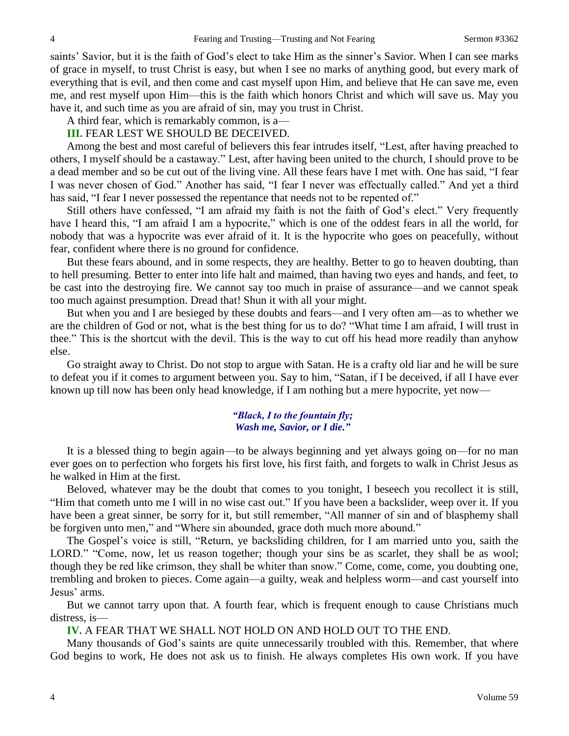saints' Savior, but it is the faith of God's elect to take Him as the sinner's Savior. When I can see marks of grace in myself, to trust Christ is easy, but when I see no marks of anything good, but every mark of everything that is evil, and then come and cast myself upon Him, and believe that He can save me, even me, and rest myself upon Him—this is the faith which honors Christ and which will save us. May you have it, and such time as you are afraid of sin, may you trust in Christ.

A third fear, which is remarkably common, is a—

**III.** FEAR LEST WE SHOULD BE DECEIVED.

Among the best and most careful of believers this fear intrudes itself, "Lest, after having preached to others, I myself should be a castaway." Lest, after having been united to the church, I should prove to be a dead member and so be cut out of the living vine. All these fears have I met with. One has said, "I fear I was never chosen of God." Another has said, "I fear I never was effectually called." And yet a third has said, "I fear I never possessed the repentance that needs not to be repented of."

Still others have confessed, "I am afraid my faith is not the faith of God's elect." Very frequently have I heard this, "I am afraid I am a hypocrite," which is one of the oddest fears in all the world, for nobody that was a hypocrite was ever afraid of it. It is the hypocrite who goes on peacefully, without fear, confident where there is no ground for confidence.

But these fears abound, and in some respects, they are healthy. Better to go to heaven doubting, than to hell presuming. Better to enter into life halt and maimed, than having two eyes and hands, and feet, to be cast into the destroying fire. We cannot say too much in praise of assurance—and we cannot speak too much against presumption. Dread that! Shun it with all your might.

But when you and I are besieged by these doubts and fears—and I very often am—as to whether we are the children of God or not, what is the best thing for us to do? "What time I am afraid, I will trust in thee." This is the shortcut with the devil. This is the way to cut off his head more readily than anyhow else.

Go straight away to Christ. Do not stop to argue with Satan. He is a crafty old liar and he will be sure to defeat you if it comes to argument between you. Say to him, "Satan, if I be deceived, if all I have ever known up till now has been only head knowledge, if I am nothing but a mere hypocrite, yet now—

*"Black, I to the fountain fly;*
*Wash me, Savior, or I die."*

It is a blessed thing to begin again—to be always beginning and yet always going on—for no man ever goes on to perfection who forgets his first love, his first faith, and forgets to walk in Christ Jesus as he walked in Him at the first.

Beloved, whatever may be the doubt that comes to you tonight, I beseech you recollect it is still, "Him that cometh unto me I will in no wise cast out." If you have been a backslider, weep over it. If you have been a great sinner, be sorry for it, but still remember, "All manner of sin and of blasphemy shall be forgiven unto men," and "Where sin abounded, grace doth much more abound."

The Gospel's voice is still, "Return, ye backsliding children, for I am married unto you, saith the LORD." "Come, now, let us reason together; though your sins be as scarlet, they shall be as wool; though they be red like crimson, they shall be whiter than snow." Come, come, come, you doubting one, trembling and broken to pieces. Come again—a guilty, weak and helpless worm—and cast yourself into Jesus' arms.

But we cannot tarry upon that. A fourth fear, which is frequent enough to cause Christians much distress, is—

**IV.** A FEAR THAT WE SHALL NOT HOLD ON AND HOLD OUT TO THE END.

Many thousands of God's saints are quite unnecessarily troubled with this. Remember, that where God begins to work, He does not ask us to finish. He always completes His own work. If you have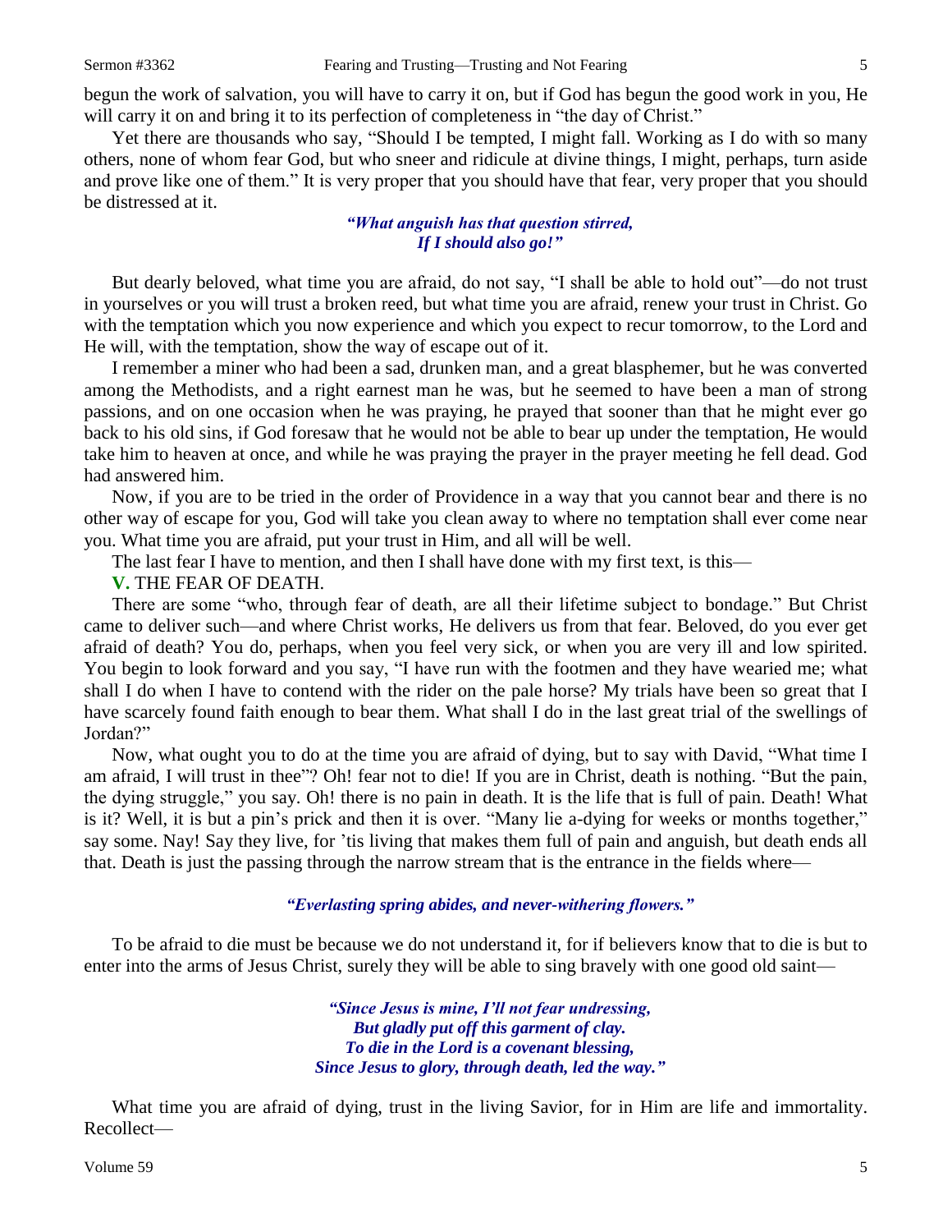begun the work of salvation, you will have to carry it on, but if God has begun the good work in you, He will carry it on and bring it to its perfection of completeness in "the day of Christ."

Yet there are thousands who say, "Should I be tempted, I might fall. Working as I do with so many others, none of whom fear God, but who sneer and ridicule at divine things, I might, perhaps, turn aside and prove like one of them." It is very proper that you should have that fear, very proper that you should be distressed at it.

> ***"What anguish has that question stirred,***
> ***If I should also go!"***

But dearly beloved, what time you are afraid, do not say, "I shall be able to hold out"—do not trust in yourselves or you will trust a broken reed, but what time you are afraid, renew your trust in Christ. Go with the temptation which you now experience and which you expect to recur tomorrow, to the Lord and He will, with the temptation, show the way of escape out of it.

I remember a miner who had been a sad, drunken man, and a great blasphemer, but he was converted among the Methodists, and a right earnest man he was, but he seemed to have been a man of strong passions, and on one occasion when he was praying, he prayed that sooner than that he might ever go back to his old sins, if God foresaw that he would not be able to bear up under the temptation, He would take him to heaven at once, and while he was praying the prayer in the prayer meeting he fell dead. God had answered him.

Now, if you are to be tried in the order of Providence in a way that you cannot bear and there is no other way of escape for you, God will take you clean away to where no temptation shall ever come near you. What time you are afraid, put your trust in Him, and all will be well.

The last fear I have to mention, and then I shall have done with my first text, is this—

**V.** THE FEAR OF DEATH.

There are some "who, through fear of death, are all their lifetime subject to bondage." But Christ came to deliver such—and where Christ works, He delivers us from that fear. Beloved, do you ever get afraid of death? You do, perhaps, when you feel very sick, or when you are very ill and low spirited. You begin to look forward and you say, "I have run with the footmen and they have wearied me; what shall I do when I have to contend with the rider on the pale horse? My trials have been so great that I have scarcely found faith enough to bear them. What shall I do in the last great trial of the swellings of Jordan?"

Now, what ought you to do at the time you are afraid of dying, but to say with David, "What time I am afraid, I will trust in thee"? Oh! fear not to die! If you are in Christ, death is nothing. "But the pain, the dying struggle," you say. Oh! there is no pain in death. It is the life that is full of pain. Death! What is it? Well, it is but a pin's prick and then it is over. "Many lie a-dying for weeks or months together," say some. Nay! Say they live, for 'tis living that makes them full of pain and anguish, but death ends all that. Death is just the passing through the narrow stream that is the entrance in the fields where—

> ***"Everlasting spring abides, and never-withering flowers."***

To be afraid to die must be because we do not understand it, for if believers know that to die is but to enter into the arms of Jesus Christ, surely they will be able to sing bravely with one good old saint—

> ***"Since Jesus is mine, I'll not fear undressing,***
> ***But gladly put off this garment of clay.***
> ***To die in the Lord is a covenant blessing,***
> ***Since Jesus to glory, through death, led the way."***

What time you are afraid of dying, trust in the living Savior, for in Him are life and immortality. Recollect—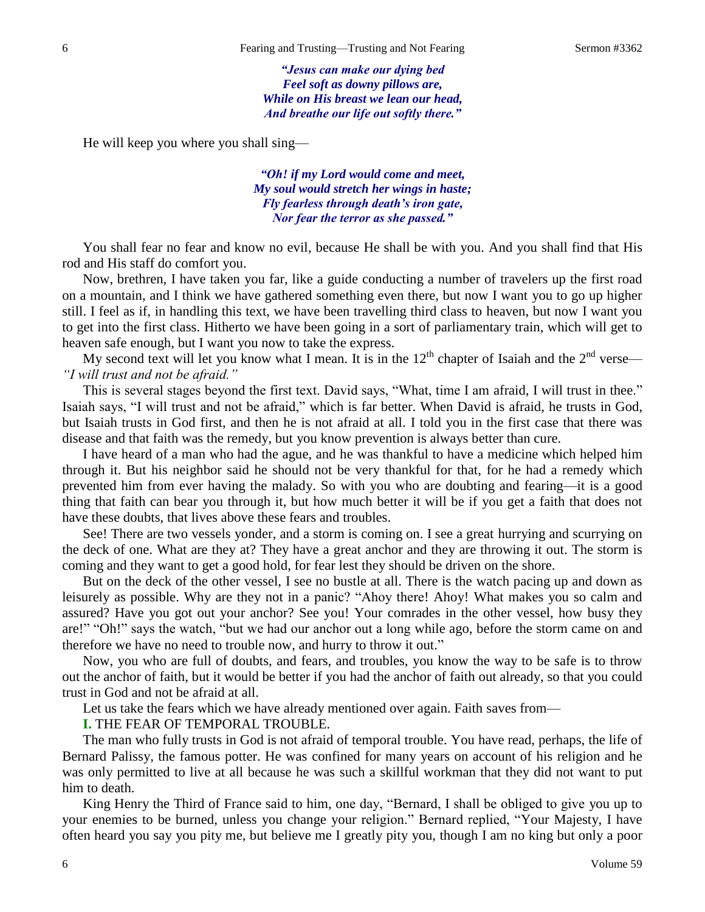*"Jesus can make our dying bed*
*Feel soft as downy pillows are,*
*While on His breast we lean our head,*
*And breathe our life out softly there."*

He will keep you where you shall sing—

*"Oh! if my Lord would come and meet,*
*My soul would stretch her wings in haste;*
*Fly fearless through death's iron gate,*
*Nor fear the terror as she passed."*

You shall fear no fear and know no evil, because He shall be with you. And you shall find that His rod and His staff do comfort you.

Now, brethren, I have taken you far, like a guide conducting a number of travelers up the first road on a mountain, and I think we have gathered something even there, but now I want you to go up higher still. I feel as if, in handling this text, we have been travelling third class to heaven, but now I want you to get into the first class. Hitherto we have been going in a sort of parliamentary train, which will get to heaven safe enough, but I want you now to take the express.

My second text will let you know what I mean. It is in the 12th chapter of Isaiah and the 2nd verse—*"I will trust and not be afraid."*

This is several stages beyond the first text. David says, "What, time I am afraid, I will trust in thee." Isaiah says, "I will trust and not be afraid," which is far better. When David is afraid, he trusts in God, but Isaiah trusts in God first, and then he is not afraid at all. I told you in the first case that there was disease and that faith was the remedy, but you know prevention is always better than cure.

I have heard of a man who had the ague, and he was thankful to have a medicine which helped him through it. But his neighbor said he should not be very thankful for that, for he had a remedy which prevented him from ever having the malady. So with you who are doubting and fearing—it is a good thing that faith can bear you through it, but how much better it will be if you get a faith that does not have these doubts, that lives above these fears and troubles.

See! There are two vessels yonder, and a storm is coming on. I see a great hurrying and scurrying on the deck of one. What are they at? They have a great anchor and they are throwing it out. The storm is coming and they want to get a good hold, for fear lest they should be driven on the shore.

But on the deck of the other vessel, I see no bustle at all. There is the watch pacing up and down as leisurely as possible. Why are they not in a panic? "Ahoy there! Ahoy! What makes you so calm and assured? Have you got out your anchor? See you! Your comrades in the other vessel, how busy they are!" "Oh!" says the watch, "but we had our anchor out a long while ago, before the storm came on and therefore we have no need to trouble now, and hurry to throw it out."

Now, you who are full of doubts, and fears, and troubles, you know the way to be safe is to throw out the anchor of faith, but it would be better if you had the anchor of faith out already, so that you could trust in God and not be afraid at all.

Let us take the fears which we have already mentioned over again. Faith saves from—

**I.** THE FEAR OF TEMPORAL TROUBLE.

The man who fully trusts in God is not afraid of temporal trouble. You have read, perhaps, the life of Bernard Palissy, the famous potter. He was confined for many years on account of his religion and he was only permitted to live at all because he was such a skillful workman that they did not want to put him to death.

King Henry the Third of France said to him, one day, "Bernard, I shall be obliged to give you up to your enemies to be burned, unless you change your religion." Bernard replied, "Your Majesty, I have often heard you say you pity me, but believe me I greatly pity you, though I am no king but only a poor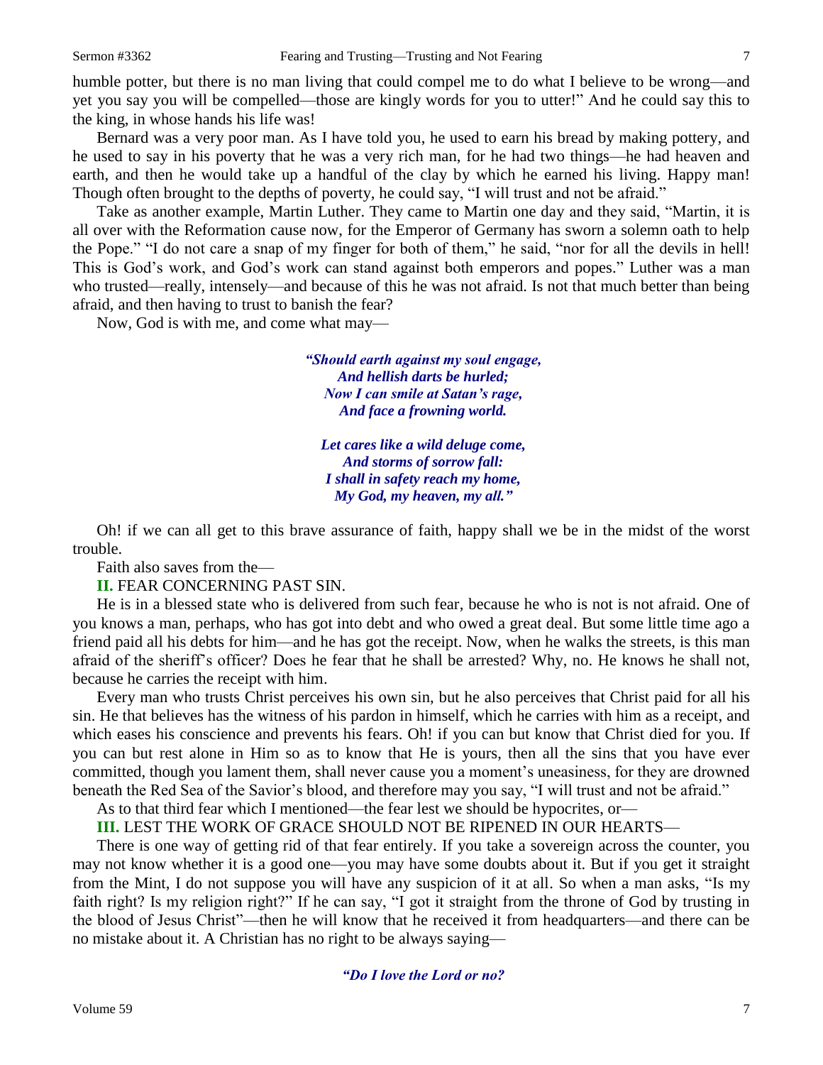humble potter, but there is no man living that could compel me to do what I believe to be wrong—and yet you say you will be compelled—those are kingly words for you to utter!" And he could say this to the king, in whose hands his life was!

Bernard was a very poor man. As I have told you, he used to earn his bread by making pottery, and he used to say in his poverty that he was a very rich man, for he had two things—he had heaven and earth, and then he would take up a handful of the clay by which he earned his living. Happy man! Though often brought to the depths of poverty, he could say, "I will trust and not be afraid."

Take as another example, Martin Luther. They came to Martin one day and they said, "Martin, it is all over with the Reformation cause now, for the Emperor of Germany has sworn a solemn oath to help the Pope." "I do not care a snap of my finger for both of them," he said, "nor for all the devils in hell! This is God's work, and God's work can stand against both emperors and popes." Luther was a man who trusted—really, intensely—and because of this he was not afraid. Is not that much better than being afraid, and then having to trust to banish the fear?

Now, God is with me, and come what may—

*"Should earth against my soul engage,*
*And hellish darts be hurled;*
*Now I can smile at Satan's rage,*
*And face a frowning world.*

*Let cares like a wild deluge come,*
*And storms of sorrow fall:*
*I shall in safety reach my home,*
*My God, my heaven, my all."*

Oh! if we can all get to this brave assurance of faith, happy shall we be in the midst of the worst trouble.

Faith also saves from the—

**II.** FEAR CONCERNING PAST SIN.

He is in a blessed state who is delivered from such fear, because he who is not is not afraid. One of you knows a man, perhaps, who has got into debt and who owed a great deal. But some little time ago a friend paid all his debts for him—and he has got the receipt. Now, when he walks the streets, is this man afraid of the sheriff's officer? Does he fear that he shall be arrested? Why, no. He knows he shall not, because he carries the receipt with him.

Every man who trusts Christ perceives his own sin, but he also perceives that Christ paid for all his sin. He that believes has the witness of his pardon in himself, which he carries with him as a receipt, and which eases his conscience and prevents his fears. Oh! if you can but know that Christ died for you. If you can but rest alone in Him so as to know that He is yours, then all the sins that you have ever committed, though you lament them, shall never cause you a moment's uneasiness, for they are drowned beneath the Red Sea of the Savior's blood, and therefore may you say, "I will trust and not be afraid."

As to that third fear which I mentioned—the fear lest we should be hypocrites, or—

**III.** LEST THE WORK OF GRACE SHOULD NOT BE RIPENED IN OUR HEARTS—

There is one way of getting rid of that fear entirely. If you take a sovereign across the counter, you may not know whether it is a good one—you may have some doubts about it. But if you get it straight from the Mint, I do not suppose you will have any suspicion of it at all. So when a man asks, "Is my faith right? Is my religion right?" If he can say, "I got it straight from the throne of God by trusting in the blood of Jesus Christ"—then he will know that he received it from headquarters—and there can be no mistake about it. A Christian has no right to be always saying—

*"Do I love the Lord or no?*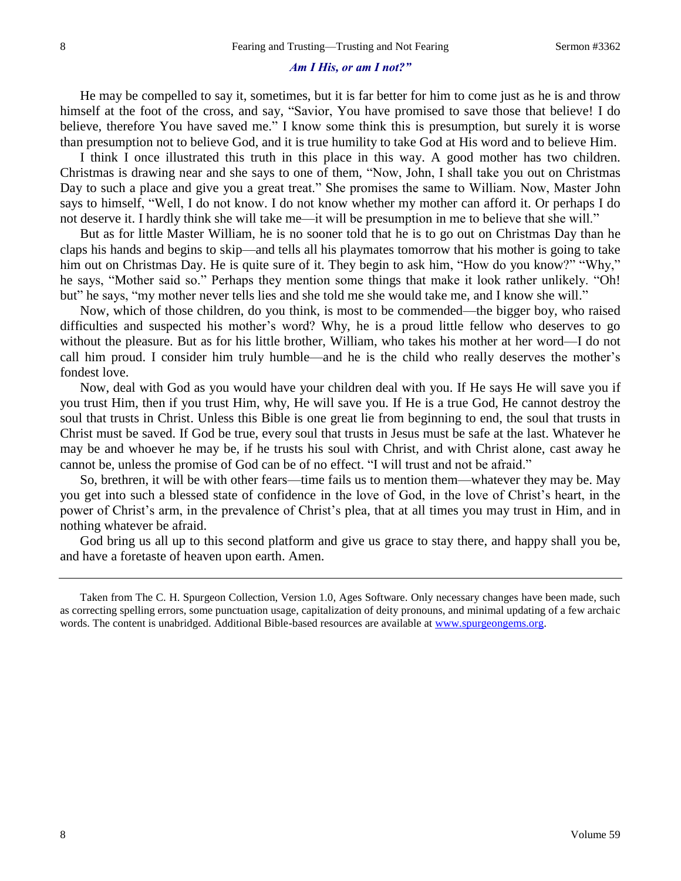*Am I His, or am I not?"*

He may be compelled to say it, sometimes, but it is far better for him to come just as he is and throw himself at the foot of the cross, and say, "Savior, You have promised to save those that believe! I do believe, therefore You have saved me." I know some think this is presumption, but surely it is worse than presumption not to believe God, and it is true humility to take God at His word and to believe Him.

I think I once illustrated this truth in this place in this way. A good mother has two children. Christmas is drawing near and she says to one of them, "Now, John, I shall take you out on Christmas Day to such a place and give you a great treat." She promises the same to William. Now, Master John says to himself, "Well, I do not know. I do not know whether my mother can afford it. Or perhaps I do not deserve it. I hardly think she will take me—it will be presumption in me to believe that she will."

But as for little Master William, he is no sooner told that he is to go out on Christmas Day than he claps his hands and begins to skip—and tells all his playmates tomorrow that his mother is going to take him out on Christmas Day. He is quite sure of it. They begin to ask him, "How do you know?" "Why," he says, "Mother said so." Perhaps they mention some things that make it look rather unlikely. "Oh! but" he says, "my mother never tells lies and she told me she would take me, and I know she will."

Now, which of those children, do you think, is most to be commended—the bigger boy, who raised difficulties and suspected his mother's word? Why, he is a proud little fellow who deserves to go without the pleasure. But as for his little brother, William, who takes his mother at her word—I do not call him proud. I consider him truly humble—and he is the child who really deserves the mother's fondest love.

Now, deal with God as you would have your children deal with you. If He says He will save you if you trust Him, then if you trust Him, why, He will save you. If He is a true God, He cannot destroy the soul that trusts in Christ. Unless this Bible is one great lie from beginning to end, the soul that trusts in Christ must be saved. If God be true, every soul that trusts in Jesus must be safe at the last. Whatever he may be and whoever he may be, if he trusts his soul with Christ, and with Christ alone, cast away he cannot be, unless the promise of God can be of no effect. "I will trust and not be afraid."

So, brethren, it will be with other fears—time fails us to mention them—whatever they may be. May you get into such a blessed state of confidence in the love of God, in the love of Christ's heart, in the power of Christ's arm, in the prevalence of Christ's plea, that at all times you may trust in Him, and in nothing whatever be afraid.

God bring us all up to this second platform and give us grace to stay there, and happy shall you be, and have a foretaste of heaven upon earth. Amen.

---

Taken from The C. H. Spurgeon Collection, Version 1.0, Ages Software. Only necessary changes have been made, such as correcting spelling errors, some punctuation usage, capitalization of deity pronouns, and minimal updating of a few archaic words. The content is unabridged. Additional Bible-based resources are available at www.spurgeongems.org.